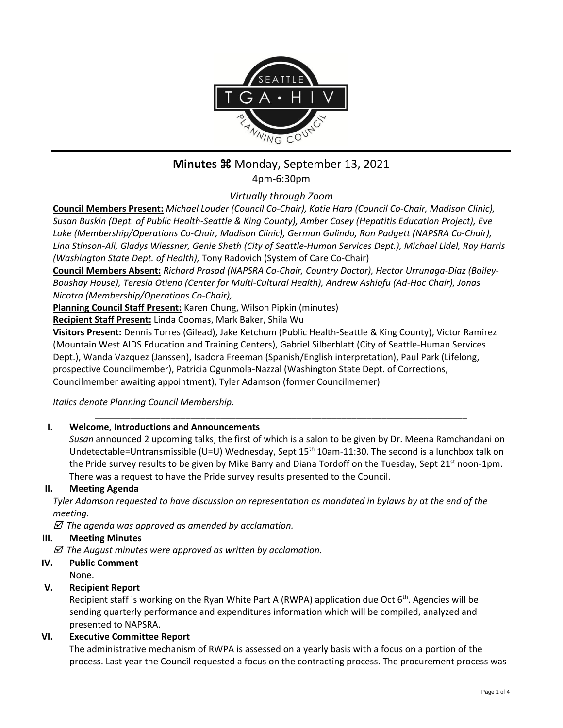# Minutes ⌘ Monday, September 13, 2021

4pm-6:30pm

*Virtually through Zoom*

**Council Members Present:** *Michael Louder (Council Co-Chair), Katie Hara (Council Co-Chair, Madison Clinic), Susan Buskin (Dept. of Public Health-Seattle & King County), Amber Casey (Hepatitis Education Project), Eve Lake (Membership/Operations Co-Chair, Madison Clinic), German Galindo, Ron Padgett (NAPSRA Co-Chair), Lina Stinson-Ali, Gladys Wiessner, Genie Sheth (City of Seattle-Human Services Dept.), Michael Lidel, Ray Harris (Washington State Dept. of Health),* Tony Radovich (System of Care Co-Chair)

**Council Members Absent:** *Richard Prasad (NAPSRA Co-Chair, Country Doctor), Hector Urrunaga-Diaz (Bailey-Boushay House), Teresia Otieno (Center for Multi-Cultural Health), Andrew Ashiofu (Ad-Hoc Chair), Jonas Nicotra (Membership/Operations Co-Chair),*

**Planning Council Staff Present:** Karen Chung, Wilson Pipkin (minutes)

**Recipient Staff Present:** Linda Coomas, Mark Baker, Shila Wu

**Visitors Present:** Dennis Torres (Gilead), Jake Ketchum (Public Health-Seattle & King County), Victor Ramirez (Mountain West AIDS Education and Training Centers), Gabriel Silberblatt (City of Seattle-Human Services Dept.), Wanda Vazquez (Janssen), Isadora Freeman (Spanish/English interpretation), Paul Park (Lifelong, prospective Councilmember), Patricia Ogunmola-Nazzal (Washington State Dept. of Corrections, Councilmember awaiting appointment), Tyler Adamson (former Councilmemer)

*Italics denote Planning Council Membership.*

---

## I. Welcome, Introductions and Announcements

*Susan* announced 2 upcoming talks, the first of which is a salon to be given by Dr. Meena Ramchandani on Undetectable=Untransmissible (U=U) Wednesday, Sept 15th 10am-11:30. The second is a lunchbox talk on the Pride survey results to be given by Mike Barry and Diana Tordoff on the Tuesday, Sept 21st noon-1pm. There was a request to have the Pride survey results presented to the Council.

## II. Meeting Agenda

*Tyler Adamson requested to have discussion on representation as mandated in bylaws by at the end of the meeting.*

☑ *The agenda was approved as amended by acclamation.*

## III. Meeting Minutes

☑ *The August minutes were approved as written by acclamation.*

## IV. Public Comment

None.

## V. Recipient Report

Recipient staff is working on the Ryan White Part A (RWPA) application due Oct 6th. Agencies will be sending quarterly performance and expenditures information which will be compiled, analyzed and presented to NAPSRA.

## VI. Executive Committee Report

The administrative mechanism of RWPA is assessed on a yearly basis with a focus on a portion of the process. Last year the Council requested a focus on the contracting process. The procurement process was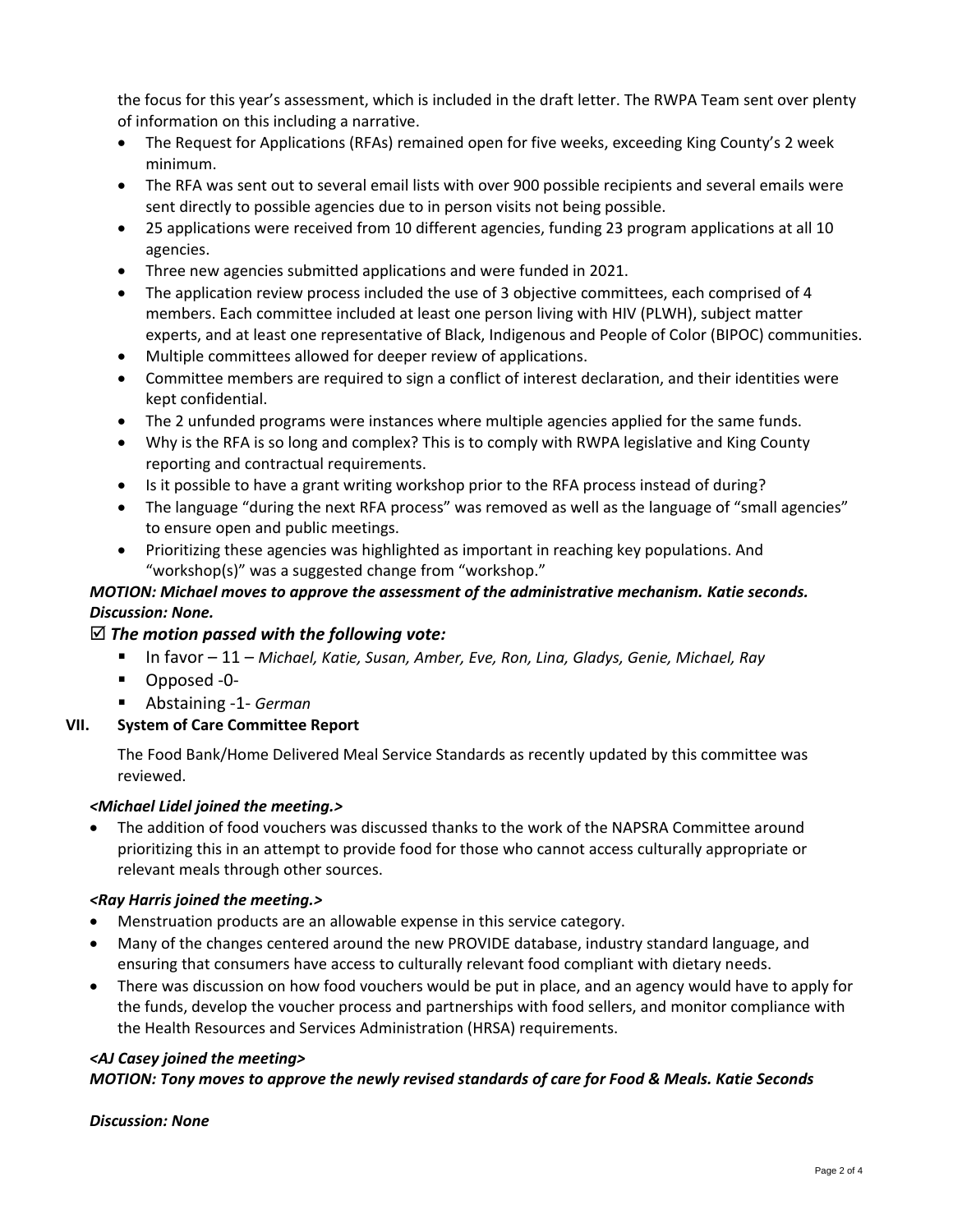the focus for this year's assessment, which is included in the draft letter. The RWPA Team sent over plenty of information on this including a narrative.

- The Request for Applications (RFAs) remained open for five weeks, exceeding King County's 2 week minimum.
- The RFA was sent out to several email lists with over 900 possible recipients and several emails were sent directly to possible agencies due to in person visits not being possible.
- 25 applications were received from 10 different agencies, funding 23 program applications at all 10 agencies.
- Three new agencies submitted applications and were funded in 2021.
- The application review process included the use of 3 objective committees, each comprised of 4 members. Each committee included at least one person living with HIV (PLWH), subject matter experts, and at least one representative of Black, Indigenous and People of Color (BIPOC) communities.
- Multiple committees allowed for deeper review of applications.
- Committee members are required to sign a conflict of interest declaration, and their identities were kept confidential.
- The 2 unfunded programs were instances where multiple agencies applied for the same funds.
- Why is the RFA is so long and complex? This is to comply with RWPA legislative and King County reporting and contractual requirements.
- Is it possible to have a grant writing workshop prior to the RFA process instead of during?
- The language "during the next RFA process" was removed as well as the language of "small agencies" to ensure open and public meetings.
- Prioritizing these agencies was highlighted as important in reaching key populations. And "workshop(s)" was a suggested change from "workshop."

***MOTION: Michael moves to approve the assessment of the administrative mechanism. Katie seconds. Discussion: None.***

☑ ***The motion passed with the following vote:***

- In favor – 11 – *Michael, Katie, Susan, Amber, Eve, Ron, Lina, Gladys, Genie, Michael, Ray*
- Opposed -0-
- Abstaining -1- *German*

## VII. System of Care Committee Report

The Food Bank/Home Delivered Meal Service Standards as recently updated by this committee was reviewed.

***<Michael Lidel joined the meeting.>***

- The addition of food vouchers was discussed thanks to the work of the NAPSRA Committee around prioritizing this in an attempt to provide food for those who cannot access culturally appropriate or relevant meals through other sources.

***<Ray Harris joined the meeting.>***

- Menstruation products are an allowable expense in this service category.
- Many of the changes centered around the new PROVIDE database, industry standard language, and ensuring that consumers have access to culturally relevant food compliant with dietary needs.
- There was discussion on how food vouchers would be put in place, and an agency would have to apply for the funds, develop the voucher process and partnerships with food sellers, and monitor compliance with the Health Resources and Services Administration (HRSA) requirements.

***<AJ Casey joined the meeting>***

***MOTION: Tony moves to approve the newly revised standards of care for Food & Meals. Katie Seconds***

***Discussion: None***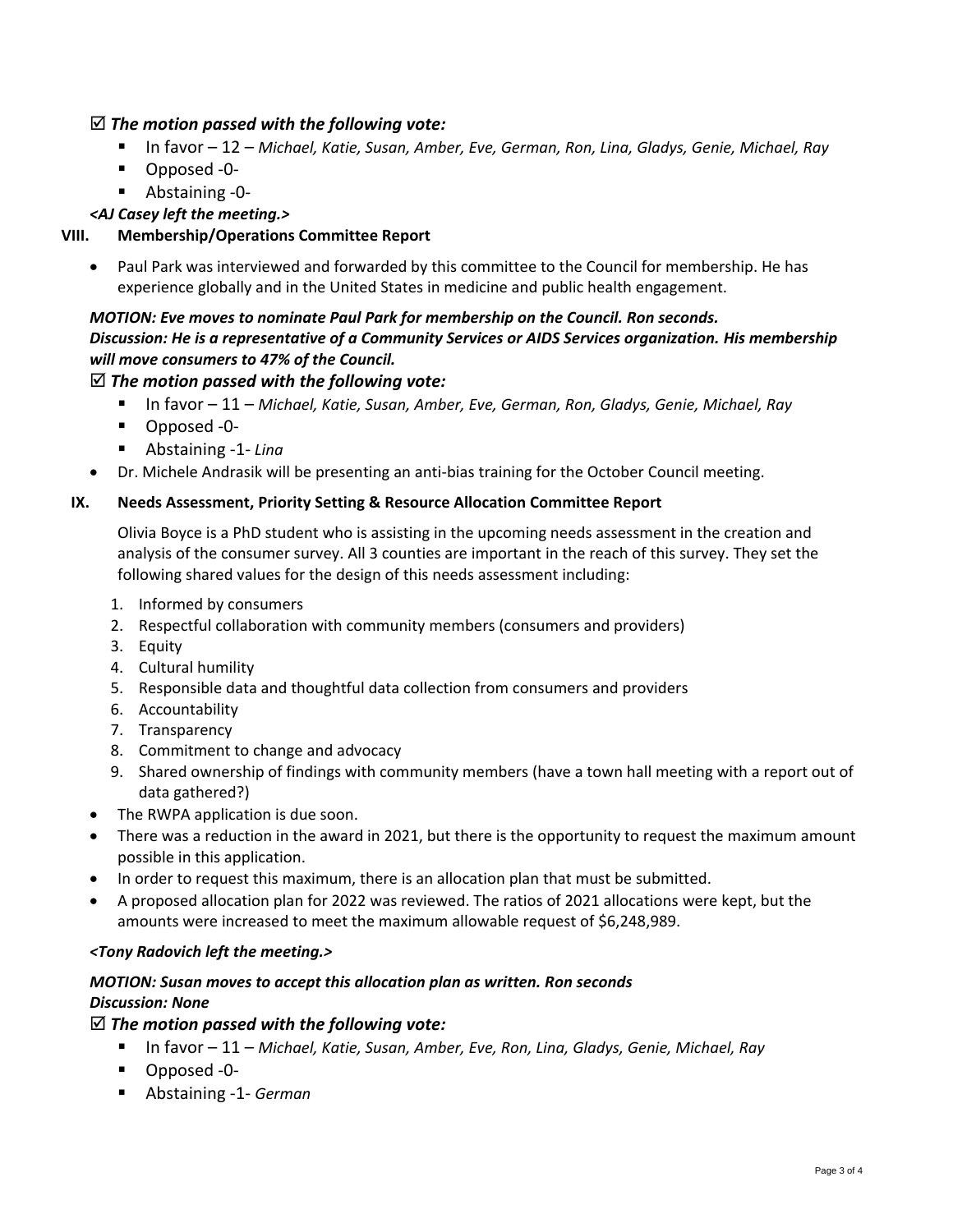☑ ***The motion passed with the following vote:***

- In favor – 12 – *Michael, Katie, Susan, Amber, Eve, German, Ron, Lina, Gladys, Genie, Michael, Ray*
- Opposed -0-
- Abstaining -0-

***<AJ Casey left the meeting.>***

## VIII. Membership/Operations Committee Report

- Paul Park was interviewed and forwarded by this committee to the Council for membership. He has experience globally and in the United States in medicine and public health engagement.

***MOTION: Eve moves to nominate Paul Park for membership on the Council. Ron seconds.***
***Discussion: He is a representative of a Community Services or AIDS Services organization. His membership will move consumers to 47% of the Council.***

☑ ***The motion passed with the following vote:***

- In favor – 11 – *Michael, Katie, Susan, Amber, Eve, German, Ron, Gladys, Genie, Michael, Ray*
- Opposed -0-
- Abstaining -1- *Lina*

- Dr. Michele Andrasik will be presenting an anti-bias training for the October Council meeting.

## IX. Needs Assessment, Priority Setting & Resource Allocation Committee Report

Olivia Boyce is a PhD student who is assisting in the upcoming needs assessment in the creation and analysis of the consumer survey. All 3 counties are important in the reach of this survey. They set the following shared values for the design of this needs assessment including:

1. Informed by consumers
2. Respectful collaboration with community members (consumers and providers)
3. Equity
4. Cultural humility
5. Responsible data and thoughtful data collection from consumers and providers
6. Accountability
7. Transparency
8. Commitment to change and advocacy
9. Shared ownership of findings with community members (have a town hall meeting with a report out of data gathered?)

- The RWPA application is due soon.
- There was a reduction in the award in 2021, but there is the opportunity to request the maximum amount possible in this application.
- In order to request this maximum, there is an allocation plan that must be submitted.
- A proposed allocation plan for 2022 was reviewed. The ratios of 2021 allocations were kept, but the amounts were increased to meet the maximum allowable request of $6,248,989.

***<Tony Radovich left the meeting.>***

***MOTION: Susan moves to accept this allocation plan as written. Ron seconds***
***Discussion: None***

☑ ***The motion passed with the following vote:***

- In favor – 11 – *Michael, Katie, Susan, Amber, Eve, Ron, Lina, Gladys, Genie, Michael, Ray*
- Opposed -0-
- Abstaining -1- *German*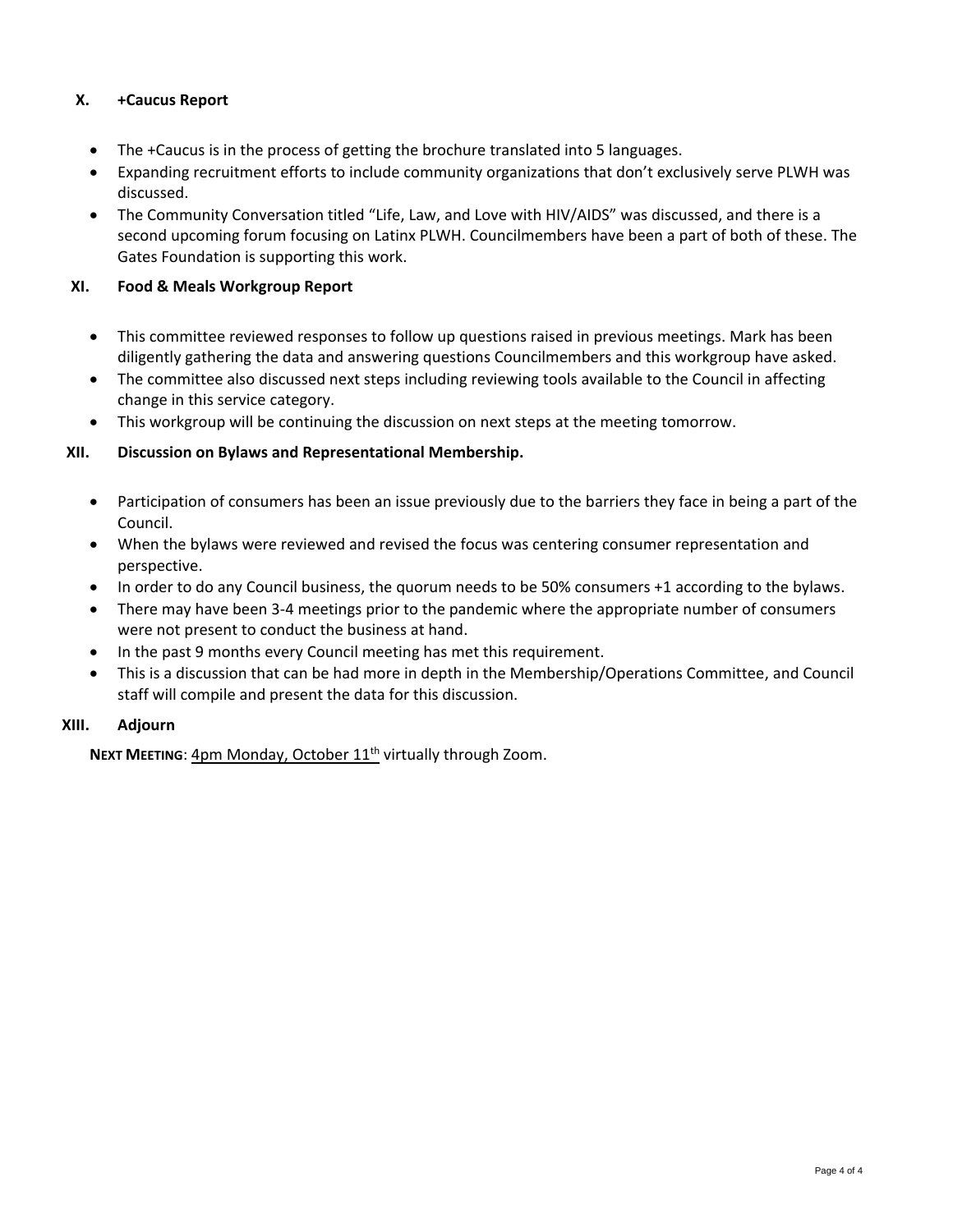## X. +Caucus Report

- The +Caucus is in the process of getting the brochure translated into 5 languages.
- Expanding recruitment efforts to include community organizations that don't exclusively serve PLWH was discussed.
- The Community Conversation titled "Life, Law, and Love with HIV/AIDS" was discussed, and there is a second upcoming forum focusing on Latinx PLWH. Councilmembers have been a part of both of these. The Gates Foundation is supporting this work.

## XI. Food & Meals Workgroup Report

- This committee reviewed responses to follow up questions raised in previous meetings. Mark has been diligently gathering the data and answering questions Councilmembers and this workgroup have asked.
- The committee also discussed next steps including reviewing tools available to the Council in affecting change in this service category.
- This workgroup will be continuing the discussion on next steps at the meeting tomorrow.

## XII. Discussion on Bylaws and Representational Membership.

- Participation of consumers has been an issue previously due to the barriers they face in being a part of the Council.
- When the bylaws were reviewed and revised the focus was centering consumer representation and perspective.
- In order to do any Council business, the quorum needs to be 50% consumers +1 according to the bylaws.
- There may have been 3-4 meetings prior to the pandemic where the appropriate number of consumers were not present to conduct the business at hand.
- In the past 9 months every Council meeting has met this requirement.
- This is a discussion that can be had more in depth in the Membership/Operations Committee, and Council staff will compile and present the data for this discussion.

## XIII. Adjourn

**NEXT MEETING**: 4pm Monday, October 11th virtually through Zoom.